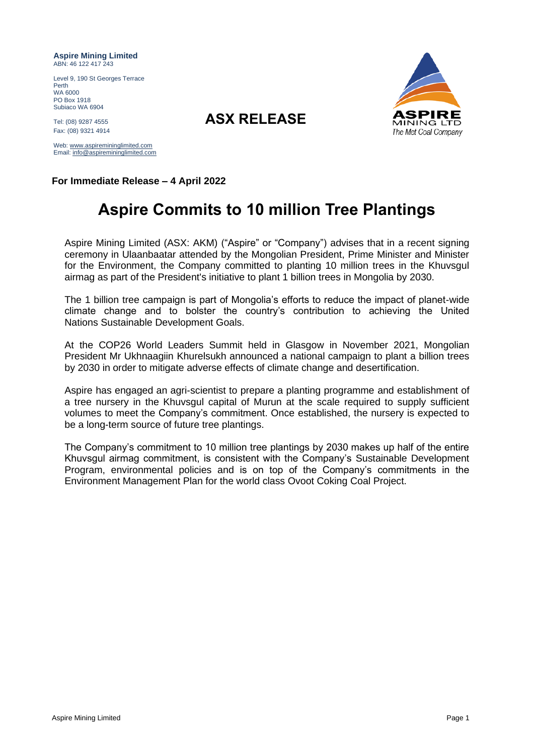**Aspire Mining Limited**
ABN: 46 122 417 243

Level 9, 190 St Georges Terrace
Perth
WA 6000
PO Box 1918
Subiaco WA 6904

Tel: (08) 9287 4555
Fax: (08) 9321 4914

Web: www.aspiremininglimited.com
Email: info@aspiremininglimited.com

## ASX RELEASE

ASPIRE MINING LTD
*The Met Coal Company*

**For Immediate Release – 4 April 2022**

# Aspire Commits to 10 million Tree Plantings

Aspire Mining Limited (ASX: AKM) ("Aspire" or "Company") advises that in a recent signing ceremony in Ulaanbaatar attended by the Mongolian President, Prime Minister and Minister for the Environment, the Company committed to planting 10 million trees in the Khuvsgul airmag as part of the President's initiative to plant 1 billion trees in Mongolia by 2030.

The 1 billion tree campaign is part of Mongolia's efforts to reduce the impact of planet-wide climate change and to bolster the country's contribution to achieving the United Nations Sustainable Development Goals.

At the COP26 World Leaders Summit held in Glasgow in November 2021, Mongolian President Mr Ukhnaagiin Khurelsukh announced a national campaign to plant a billion trees by 2030 in order to mitigate adverse effects of climate change and desertification.

Aspire has engaged an agri-scientist to prepare a planting programme and establishment of a tree nursery in the Khuvsgul capital of Murun at the scale required to supply sufficient volumes to meet the Company's commitment. Once established, the nursery is expected to be a long-term source of future tree plantings.

The Company's commitment to 10 million tree plantings by 2030 makes up half of the entire Khuvsgul airmag commitment, is consistent with the Company's Sustainable Development Program, environmental policies and is on top of the Company's commitments in the Environment Management Plan for the world class Ovoot Coking Coal Project.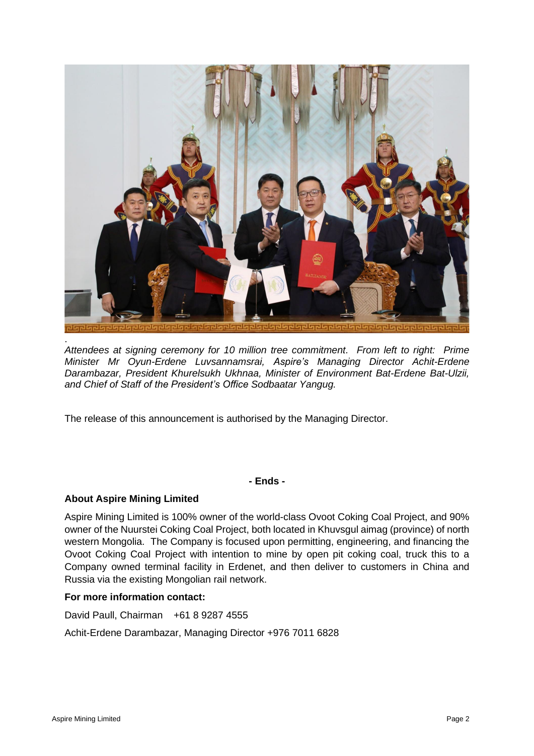.
*Attendees at signing ceremony for 10 million tree commitment. From left to right: Prime Minister Mr Oyun-Erdene Luvsannamsrai, Aspire's Managing Director Achit-Erdene Darambazar, President Khurelsukh Ukhnaa, Minister of Environment Bat-Erdene Bat-Ulzii, and Chief of Staff of the President's Office Sodbaatar Yangug.*

The release of this announcement is authorised by the Managing Director.

**- Ends -**

**About Aspire Mining Limited**

Aspire Mining Limited is 100% owner of the world-class Ovoot Coking Coal Project, and 90% owner of the Nuurstei Coking Coal Project, both located in Khuvsgul aimag (province) of north western Mongolia. The Company is focused upon permitting, engineering, and financing the Ovoot Coking Coal Project with intention to mine by open pit coking coal, truck this to a Company owned terminal facility in Erdenet, and then deliver to customers in China and Russia via the existing Mongolian rail network.

**For more information contact:**

David Paull, Chairman +61 8 9287 4555

Achit-Erdene Darambazar, Managing Director +976 7011 6828